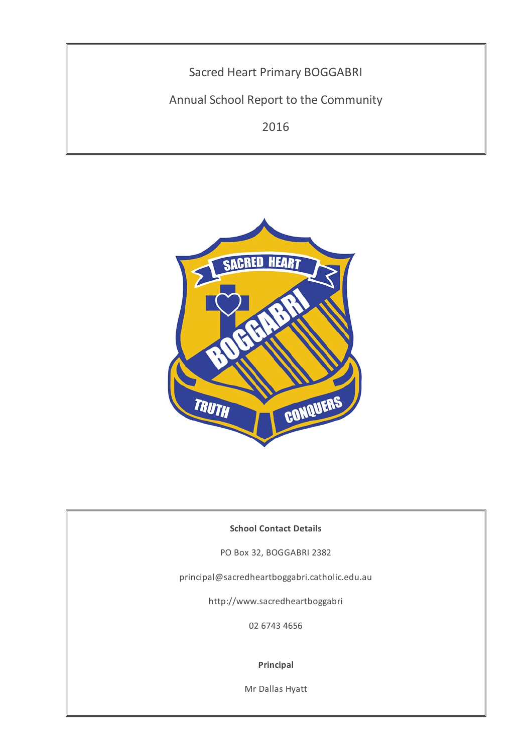# Sacred Heart Primary BOGGABRI

## Annual School Report to the Community

## 2016

**School Contact Details**

PO Box 32, BOGGABRI 2382

principal@sacredheartboggabri.catholic.edu.au

http://www.sacredheartboggabri

02 6743 4656

**Principal**

Mr Dallas Hyatt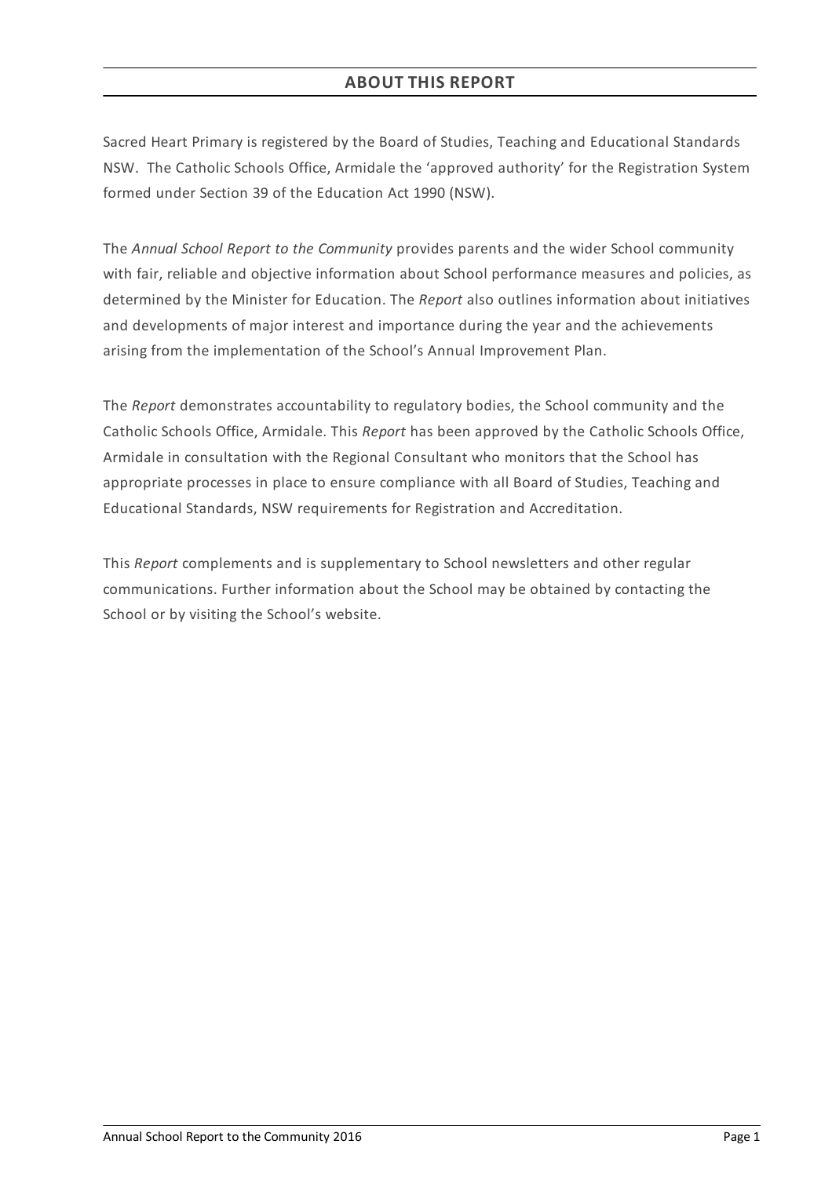## ABOUT THIS REPORT

Sacred Heart Primary is registered by the Board of Studies, Teaching and Educational Standards NSW. The Catholic Schools Office, Armidale the 'approved authority' for the Registration System formed under Section 39 of the Education Act 1990 (NSW).

The *Annual School Report to the Community* provides parents and the wider School community with fair, reliable and objective information about School performance measures and policies, as determined by the Minister for Education. The *Report* also outlines information about initiatives and developments of major interest and importance during the year and the achievements arising from the implementation of the School's Annual Improvement Plan.

The *Report* demonstrates accountability to regulatory bodies, the School community and the Catholic Schools Office, Armidale. This *Report* has been approved by the Catholic Schools Office, Armidale in consultation with the Regional Consultant who monitors that the School has appropriate processes in place to ensure compliance with all Board of Studies, Teaching and Educational Standards, NSW requirements for Registration and Accreditation.

This *Report* complements and is supplementary to School newsletters and other regular communications. Further information about the School may be obtained by contacting the School or by visiting the School's website.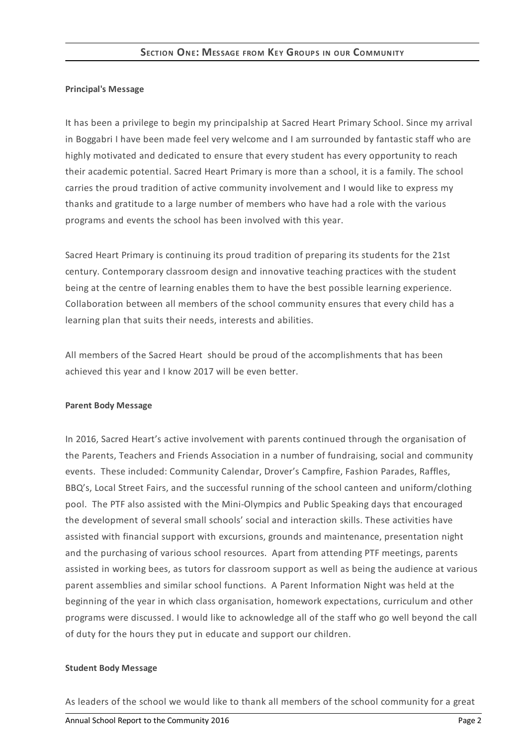## Section One: Message from Key Groups in our Community

**Principal's Message**

It has been a privilege to begin my principalship at Sacred Heart Primary School. Since my arrival in Boggabri I have been made feel very welcome and I am surrounded by fantastic staff who are highly motivated and dedicated to ensure that every student has every opportunity to reach their academic potential. Sacred Heart Primary is more than a school, it is a family. The school carries the proud tradition of active community involvement and I would like to express my thanks and gratitude to a large number of members who have had a role with the various programs and events the school has been involved with this year.

Sacred Heart Primary is continuing its proud tradition of preparing its students for the 21st century. Contemporary classroom design and innovative teaching practices with the student being at the centre of learning enables them to have the best possible learning experience. Collaboration between all members of the school community ensures that every child has a learning plan that suits their needs, interests and abilities.

All members of the Sacred Heart should be proud of the accomplishments that has been achieved this year and I know 2017 will be even better.

**Parent Body Message**

In 2016, Sacred Heart's active involvement with parents continued through the organisation of the Parents, Teachers and Friends Association in a number of fundraising, social and community events. These included: Community Calendar, Drover's Campfire, Fashion Parades, Raffles, BBQ's, Local Street Fairs, and the successful running of the school canteen and uniform/clothing pool. The PTF also assisted with the Mini-Olympics and Public Speaking days that encouraged the development of several small schools' social and interaction skills. These activities have assisted with financial support with excursions, grounds and maintenance, presentation night and the purchasing of various school resources. Apart from attending PTF meetings, parents assisted in working bees, as tutors for classroom support as well as being the audience at various parent assemblies and similar school functions. A Parent Information Night was held at the beginning of the year in which class organisation, homework expectations, curriculum and other programs were discussed. I would like to acknowledge all of the staff who go well beyond the call of duty for the hours they put in educate and support our children.

**Student Body Message**

As leaders of the school we would like to thank all members of the school community for a great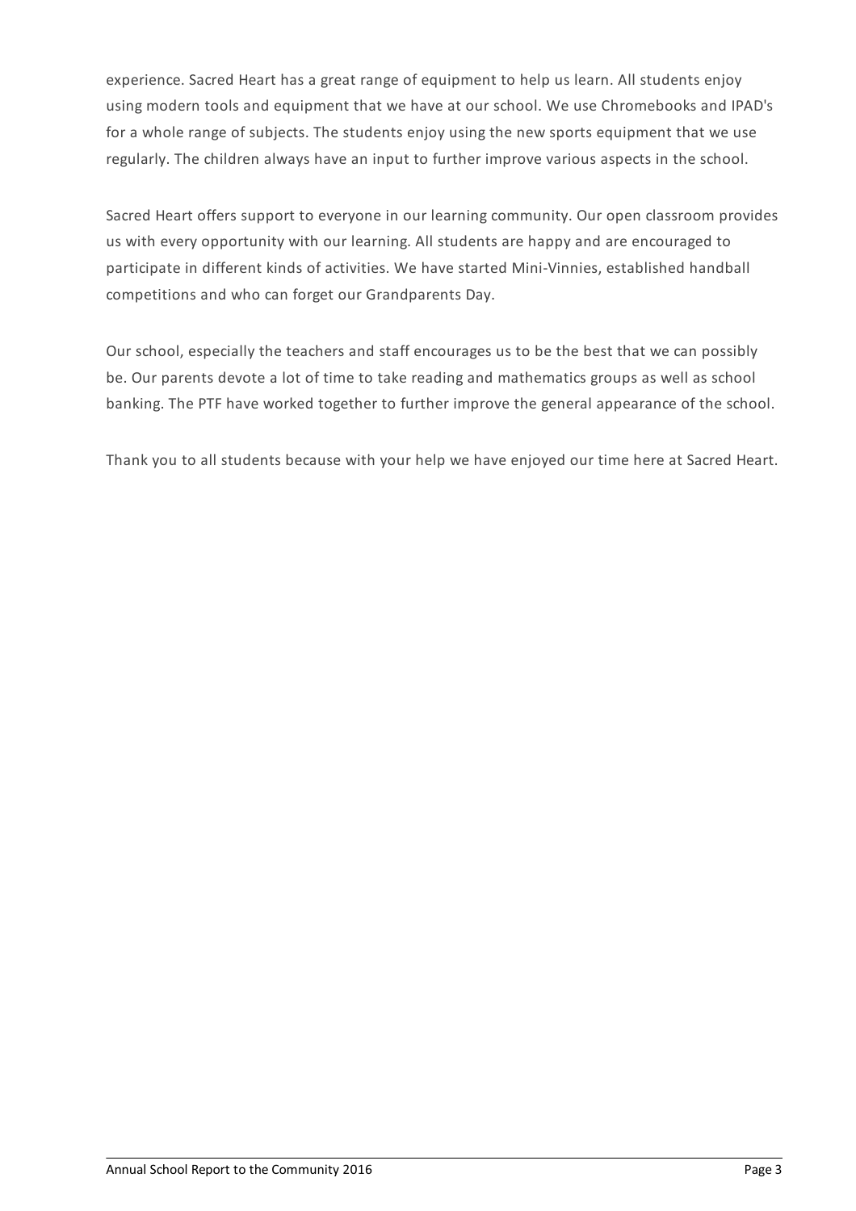experience. Sacred Heart has a great range of equipment to help us learn. All students enjoy using modern tools and equipment that we have at our school. We use Chromebooks and IPAD's for a whole range of subjects. The students enjoy using the new sports equipment that we use regularly. The children always have an input to further improve various aspects in the school.

Sacred Heart offers support to everyone in our learning community. Our open classroom provides us with every opportunity with our learning. All students are happy and are encouraged to participate in different kinds of activities. We have started Mini-Vinnies, established handball competitions and who can forget our Grandparents Day.

Our school, especially the teachers and staff encourages us to be the best that we can possibly be. Our parents devote a lot of time to take reading and mathematics groups as well as school banking. The PTF have worked together to further improve the general appearance of the school.

Thank you to all students because with your help we have enjoyed our time here at Sacred Heart.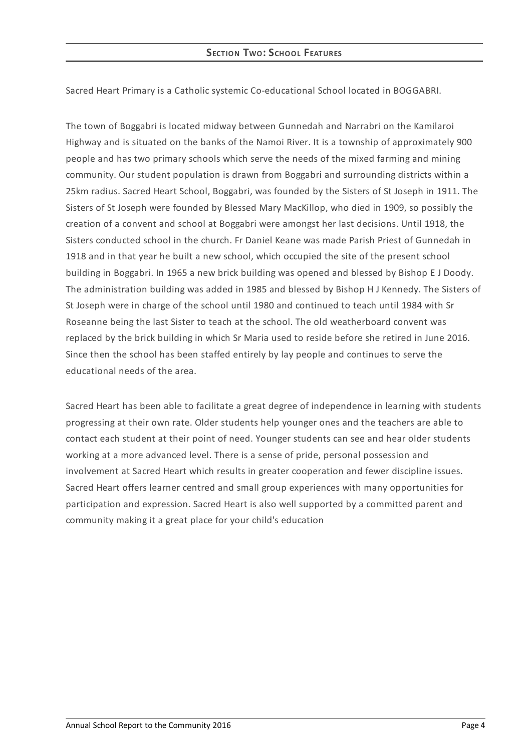## SECTION TWO: SCHOOL FEATURES

Sacred Heart Primary is a Catholic systemic Co-educational School located in BOGGABRI.

The town of Boggabri is located midway between Gunnedah and Narrabri on the Kamilaroi Highway and is situated on the banks of the Namoi River. It is a township of approximately 900 people and has two primary schools which serve the needs of the mixed farming and mining community. Our student population is drawn from Boggabri and surrounding districts within a 25km radius. Sacred Heart School, Boggabri, was founded by the Sisters of St Joseph in 1911. The Sisters of St Joseph were founded by Blessed Mary MacKillop, who died in 1909, so possibly the creation of a convent and school at Boggabri were amongst her last decisions. Until 1918, the Sisters conducted school in the church. Fr Daniel Keane was made Parish Priest of Gunnedah in 1918 and in that year he built a new school, which occupied the site of the present school building in Boggabri. In 1965 a new brick building was opened and blessed by Bishop E J Doody. The administration building was added in 1985 and blessed by Bishop H J Kennedy. The Sisters of St Joseph were in charge of the school until 1980 and continued to teach until 1984 with Sr Roseanne being the last Sister to teach at the school. The old weatherboard convent was replaced by the brick building in which Sr Maria used to reside before she retired in June 2016. Since then the school has been staffed entirely by lay people and continues to serve the educational needs of the area.

Sacred Heart has been able to facilitate a great degree of independence in learning with students progressing at their own rate. Older students help younger ones and the teachers are able to contact each student at their point of need. Younger students can see and hear older students working at a more advanced level. There is a sense of pride, personal possession and involvement at Sacred Heart which results in greater cooperation and fewer discipline issues. Sacred Heart offers learner centred and small group experiences with many opportunities for participation and expression. Sacred Heart is also well supported by a committed parent and community making it a great place for your child's education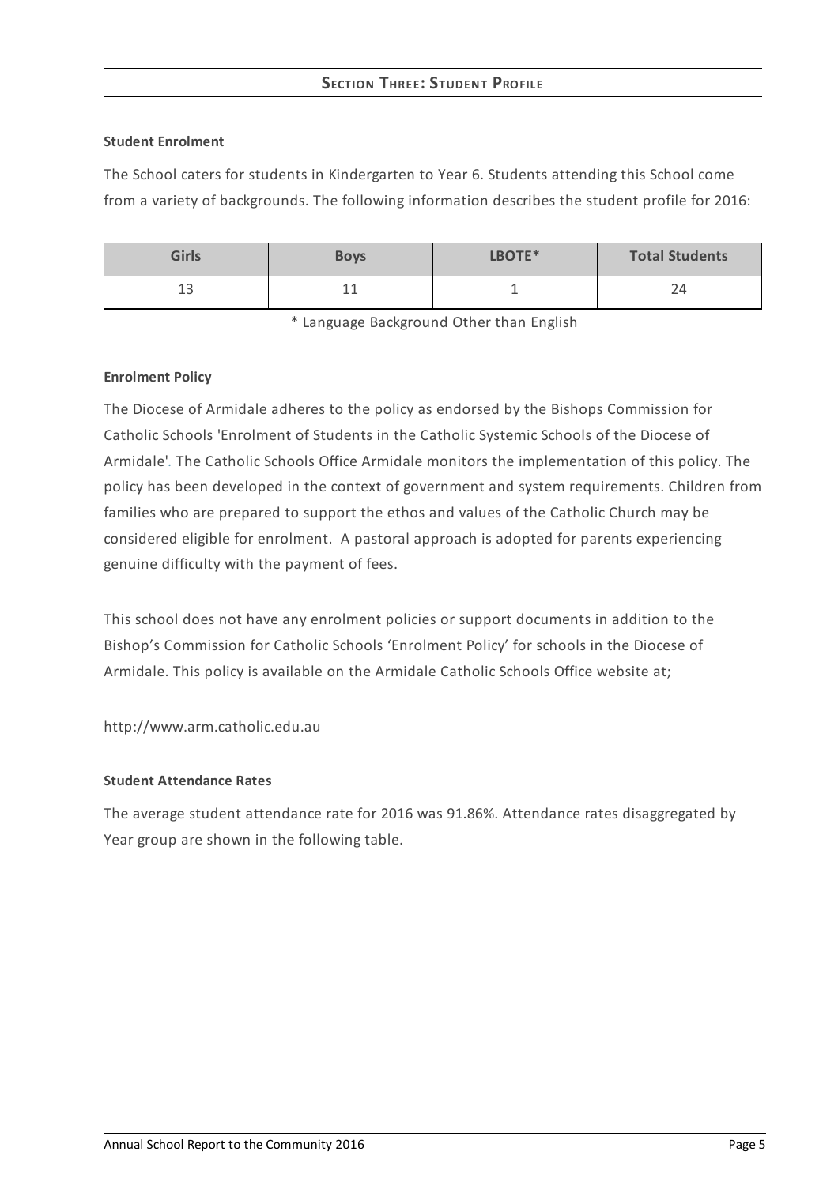## Section Three: Student Profile

**Student Enrolment**

The School caters for students in Kindergarten to Year 6. Students attending this School come from a variety of backgrounds. The following information describes the student profile for 2016:

| Girls | Boys | LBOTE* | Total Students |
| --- | --- | --- | --- |
| 13 | 11 | 1 | 24 |

* Language Background Other than English

**Enrolment Policy**

The Diocese of Armidale adheres to the policy as endorsed by the Bishops Commission for Catholic Schools 'Enrolment of Students in the Catholic Systemic Schools of the Diocese of Armidale'. The Catholic Schools Office Armidale monitors the implementation of this policy. The policy has been developed in the context of government and system requirements. Children from families who are prepared to support the ethos and values of the Catholic Church may be considered eligible for enrolment. A pastoral approach is adopted for parents experiencing genuine difficulty with the payment of fees.

This school does not have any enrolment policies or support documents in addition to the Bishop's Commission for Catholic Schools 'Enrolment Policy' for schools in the Diocese of Armidale. This policy is available on the Armidale Catholic Schools Office website at;

http://www.arm.catholic.edu.au

**Student Attendance Rates**

The average student attendance rate for 2016 was 91.86%. Attendance rates disaggregated by Year group are shown in the following table.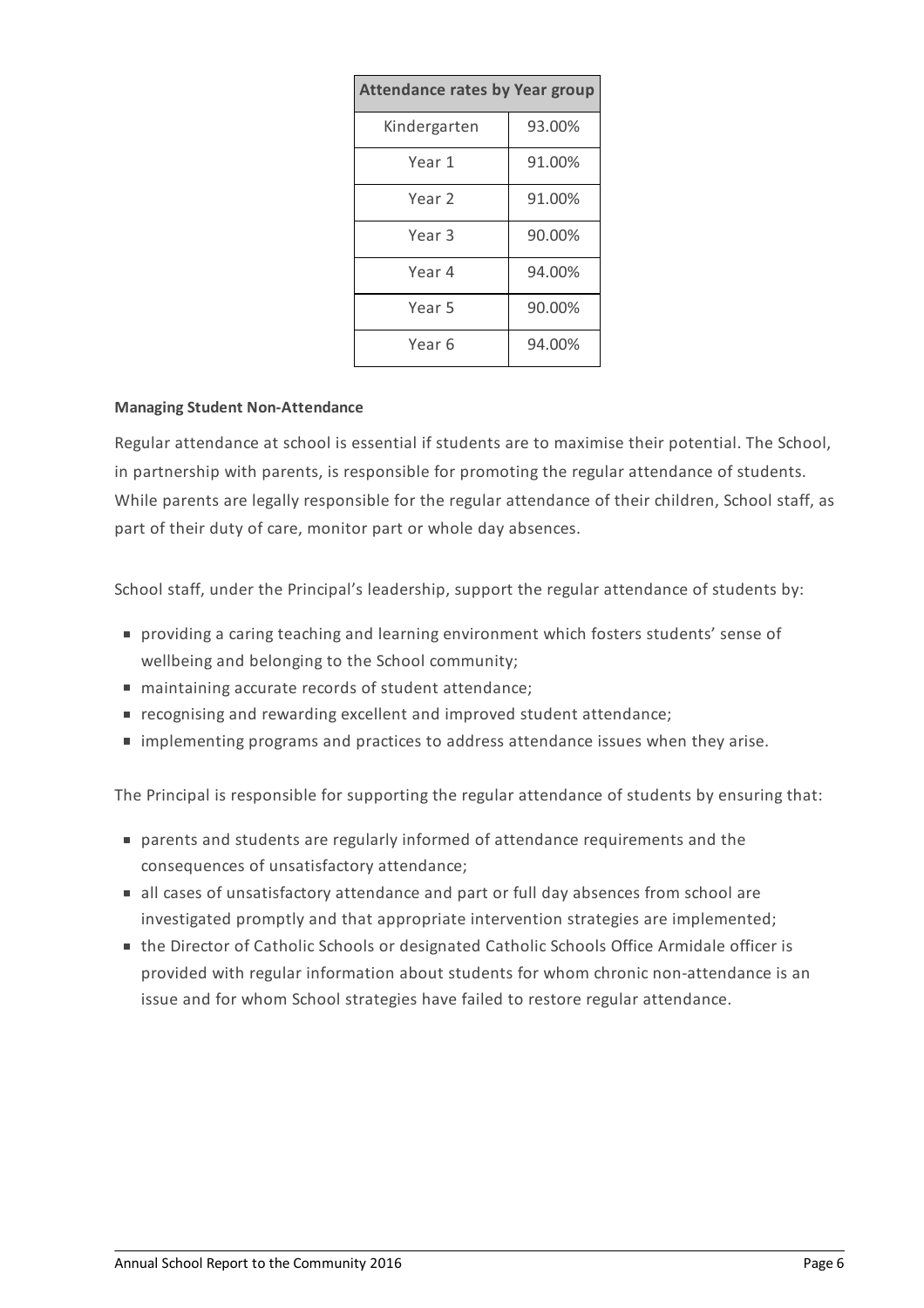| Attendance rates by Year group | |
|---|---|
| Kindergarten | 93.00% |
| Year 1 | 91.00% |
| Year 2 | 91.00% |
| Year 3 | 90.00% |
| Year 4 | 94.00% |
| Year 5 | 90.00% |
| Year 6 | 94.00% |

**Managing Student Non-Attendance**

Regular attendance at school is essential if students are to maximise their potential. The School, in partnership with parents, is responsible for promoting the regular attendance of students. While parents are legally responsible for the regular attendance of their children, School staff, as part of their duty of care, monitor part or whole day absences.

School staff, under the Principal's leadership, support the regular attendance of students by:

- providing a caring teaching and learning environment which fosters students' sense of wellbeing and belonging to the School community;
- maintaining accurate records of student attendance;
- recognising and rewarding excellent and improved student attendance;
- implementing programs and practices to address attendance issues when they arise.

The Principal is responsible for supporting the regular attendance of students by ensuring that:

- parents and students are regularly informed of attendance requirements and the consequences of unsatisfactory attendance;
- all cases of unsatisfactory attendance and part or full day absences from school are investigated promptly and that appropriate intervention strategies are implemented;
- the Director of Catholic Schools or designated Catholic Schools Office Armidale officer is provided with regular information about students for whom chronic non-attendance is an issue and for whom School strategies have failed to restore regular attendance.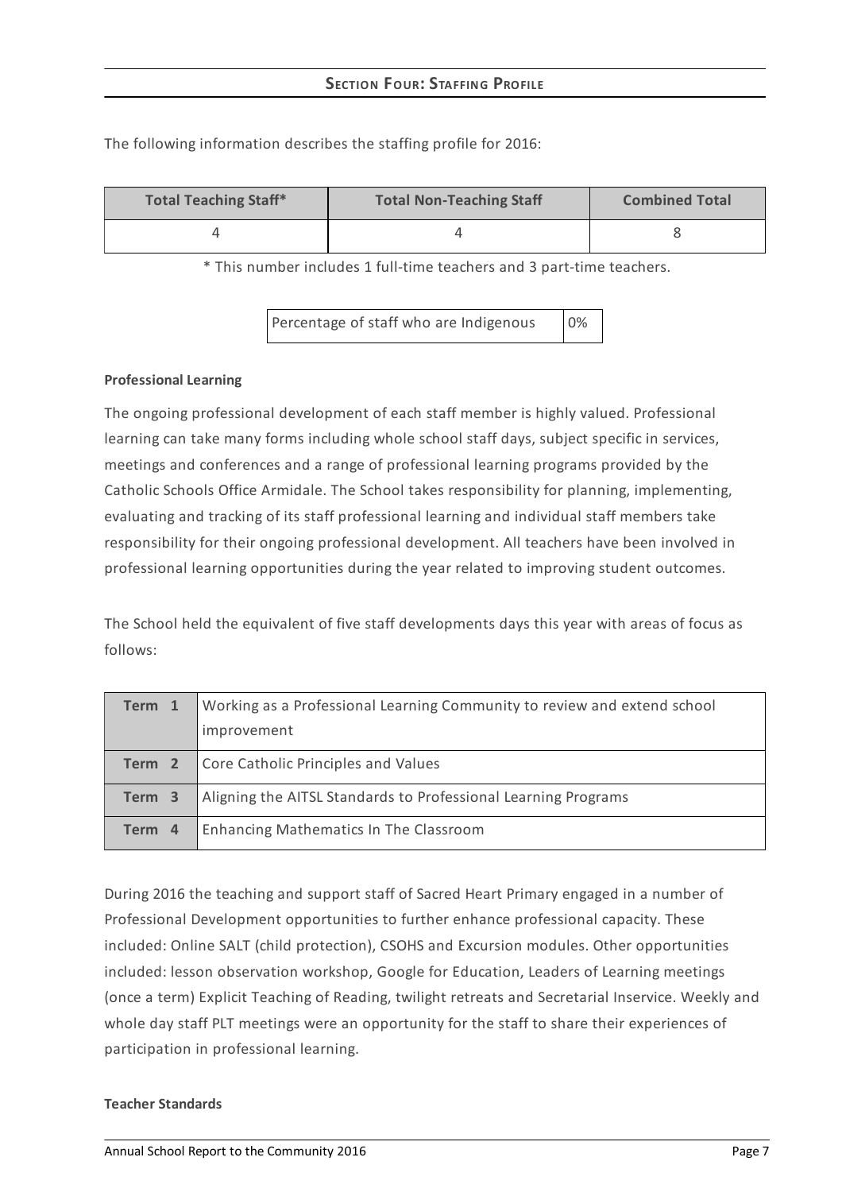## Section Four: Staffing Profile

The following information describes the staffing profile for 2016:

| Total Teaching Staff* | Total Non-Teaching Staff | Combined Total |
|---|---|---|
| 4 | 4 | 8 |

* This number includes 1 full-time teachers and 3 part-time teachers.

| Percentage of staff who are Indigenous | 0% |
|---|---|

**Professional Learning**

The ongoing professional development of each staff member is highly valued. Professional learning can take many forms including whole school staff days, subject specific in services, meetings and conferences and a range of professional learning programs provided by the Catholic Schools Office Armidale. The School takes responsibility for planning, implementing, evaluating and tracking of its staff professional learning and individual staff members take responsibility for their ongoing professional development. All teachers have been involved in professional learning opportunities during the year related to improving student outcomes.

The School held the equivalent of five staff developments days this year with areas of focus as follows:

| | |
|---|---|
| **Term 1** | Working as a Professional Learning Community to review and extend school improvement |
| **Term 2** | Core Catholic Principles and Values |
| **Term 3** | Aligning the AITSL Standards to Professional Learning Programs |
| **Term 4** | Enhancing Mathematics In The Classroom |

During 2016 the teaching and support staff of Sacred Heart Primary engaged in a number of Professional Development opportunities to further enhance professional capacity. These included: Online SALT (child protection), CSOHS and Excursion modules. Other opportunities included: lesson observation workshop, Google for Education, Leaders of Learning meetings (once a term) Explicit Teaching of Reading, twilight retreats and Secretarial Inservice. Weekly and whole day staff PLT meetings were an opportunity for the staff to share their experiences of participation in professional learning.

**Teacher Standards**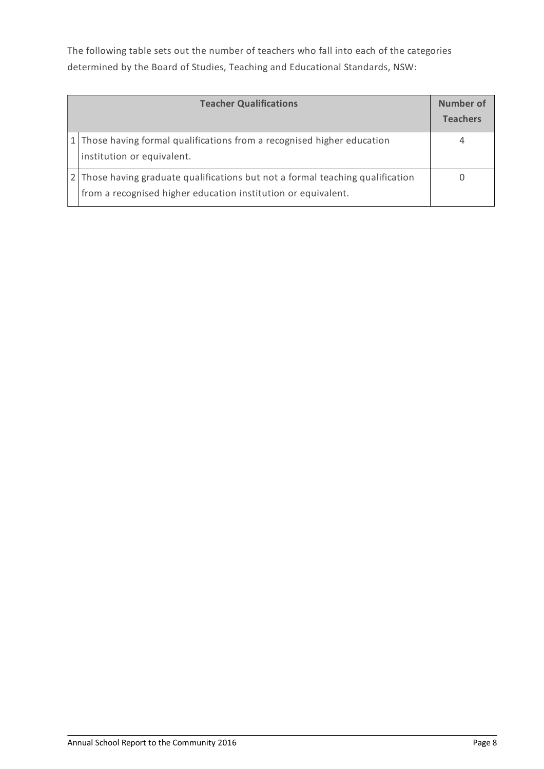The following table sets out the number of teachers who fall into each of the categories determined by the Board of Studies, Teaching and Educational Standards, NSW:

| | Teacher Qualifications | Number of Teachers |
|---|---|---|
| 1 | Those having formal qualifications from a recognised higher education institution or equivalent. | 4 |
| 2 | Those having graduate qualifications but not a formal teaching qualification from a recognised higher education institution or equivalent. | 0 |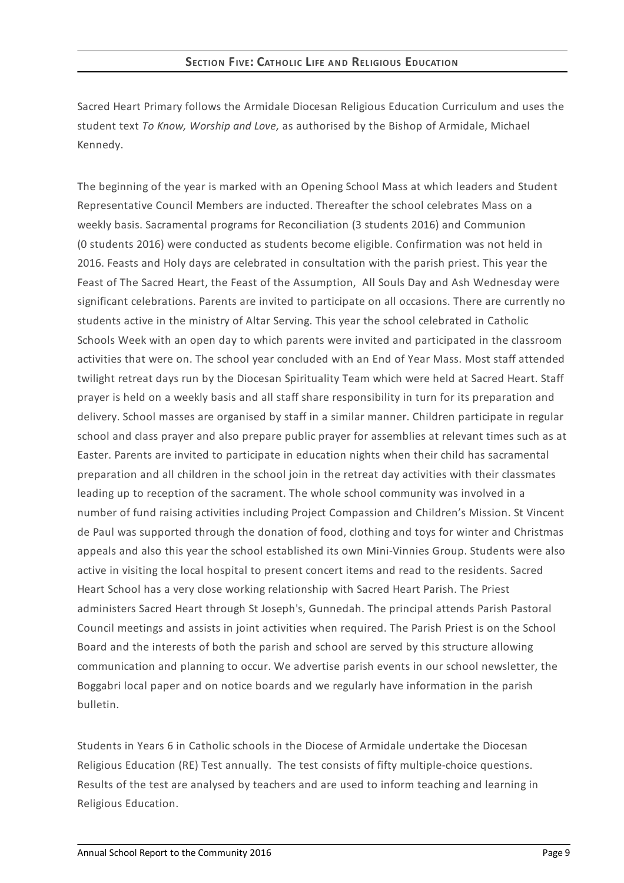## Section Five: Catholic Life and Religious Education

Sacred Heart Primary follows the Armidale Diocesan Religious Education Curriculum and uses the student text *To Know, Worship and Love,* as authorised by the Bishop of Armidale, Michael Kennedy.

The beginning of the year is marked with an Opening School Mass at which leaders and Student Representative Council Members are inducted. Thereafter the school celebrates Mass on a weekly basis. Sacramental programs for Reconciliation (3 students 2016) and Communion (0 students 2016) were conducted as students become eligible. Confirmation was not held in 2016. Feasts and Holy days are celebrated in consultation with the parish priest. This year the Feast of The Sacred Heart, the Feast of the Assumption, All Souls Day and Ash Wednesday were significant celebrations. Parents are invited to participate on all occasions. There are currently no students active in the ministry of Altar Serving. This year the school celebrated in Catholic Schools Week with an open day to which parents were invited and participated in the classroom activities that were on. The school year concluded with an End of Year Mass. Most staff attended twilight retreat days run by the Diocesan Spirituality Team which were held at Sacred Heart. Staff prayer is held on a weekly basis and all staff share responsibility in turn for its preparation and delivery. School masses are organised by staff in a similar manner. Children participate in regular school and class prayer and also prepare public prayer for assemblies at relevant times such as at Easter. Parents are invited to participate in education nights when their child has sacramental preparation and all children in the school join in the retreat day activities with their classmates leading up to reception of the sacrament. The whole school community was involved in a number of fund raising activities including Project Compassion and Children's Mission. St Vincent de Paul was supported through the donation of food, clothing and toys for winter and Christmas appeals and also this year the school established its own Mini-Vinnies Group. Students were also active in visiting the local hospital to present concert items and read to the residents. Sacred Heart School has a very close working relationship with Sacred Heart Parish. The Priest administers Sacred Heart through St Joseph's, Gunnedah. The principal attends Parish Pastoral Council meetings and assists in joint activities when required. The Parish Priest is on the School Board and the interests of both the parish and school are served by this structure allowing communication and planning to occur. We advertise parish events in our school newsletter, the Boggabri local paper and on notice boards and we regularly have information in the parish bulletin.

Students in Years 6 in Catholic schools in the Diocese of Armidale undertake the Diocesan Religious Education (RE) Test annually. The test consists of fifty multiple-choice questions. Results of the test are analysed by teachers and are used to inform teaching and learning in Religious Education.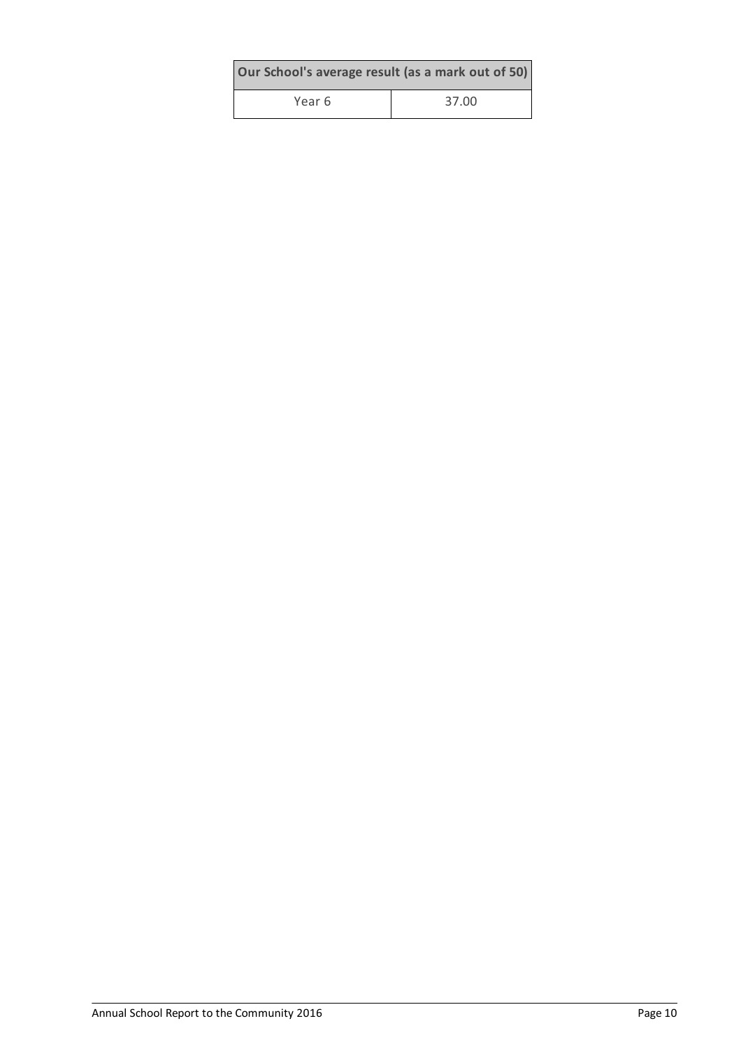| Our School's average result (as a mark out of 50) | |
| --- | --- |
| Year 6 | 37.00 |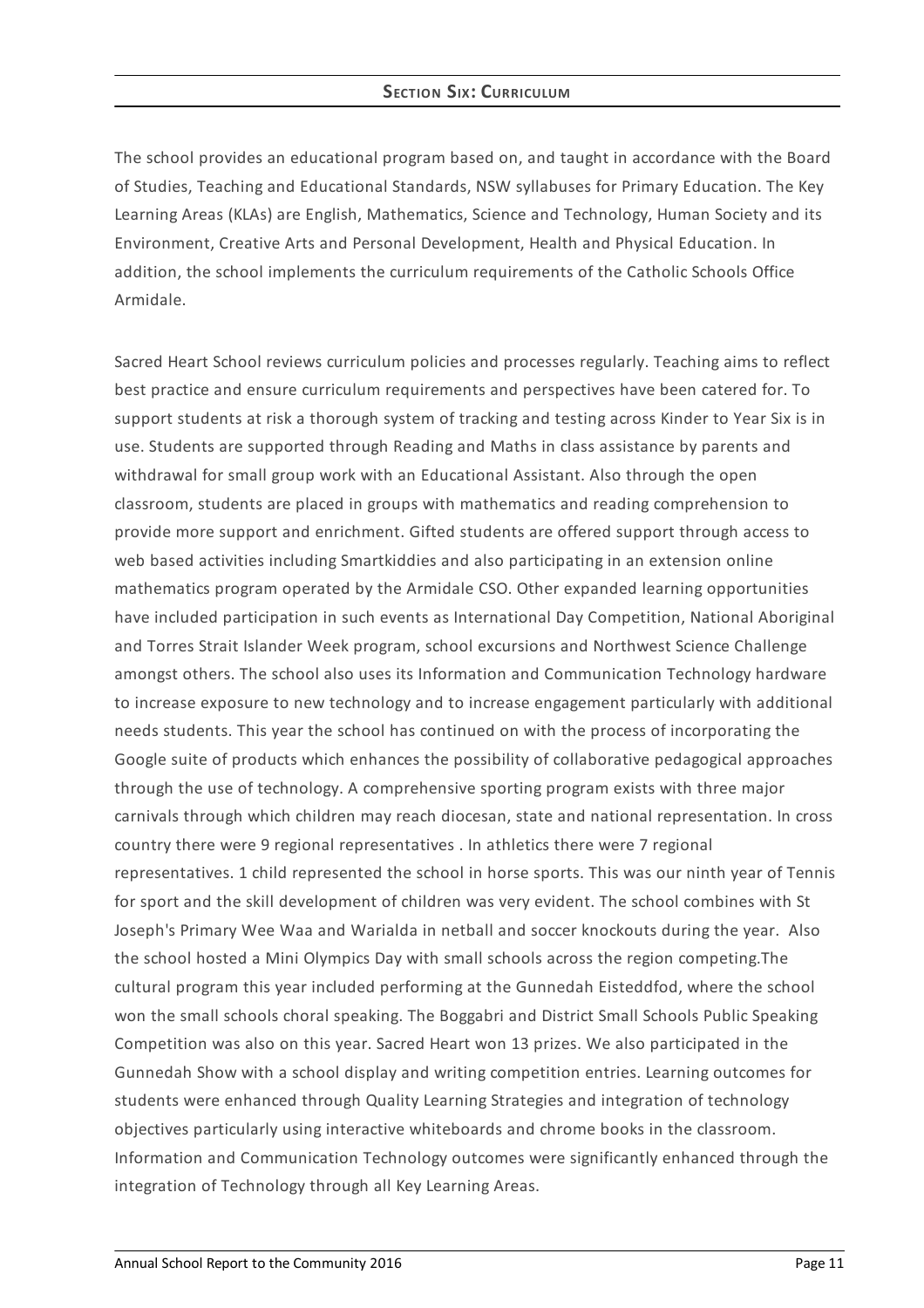## Section Six: Curriculum

The school provides an educational program based on, and taught in accordance with the Board of Studies, Teaching and Educational Standards, NSW syllabuses for Primary Education. The Key Learning Areas (KLAs) are English, Mathematics, Science and Technology, Human Society and its Environment, Creative Arts and Personal Development, Health and Physical Education. In addition, the school implements the curriculum requirements of the Catholic Schools Office Armidale.

Sacred Heart School reviews curriculum policies and processes regularly. Teaching aims to reflect best practice and ensure curriculum requirements and perspectives have been catered for. To support students at risk a thorough system of tracking and testing across Kinder to Year Six is in use. Students are supported through Reading and Maths in class assistance by parents and withdrawal for small group work with an Educational Assistant. Also through the open classroom, students are placed in groups with mathematics and reading comprehension to provide more support and enrichment. Gifted students are offered support through access to web based activities including Smartkiddies and also participating in an extension online mathematics program operated by the Armidale CSO. Other expanded learning opportunities have included participation in such events as International Day Competition, National Aboriginal and Torres Strait Islander Week program, school excursions and Northwest Science Challenge amongst others. The school also uses its Information and Communication Technology hardware to increase exposure to new technology and to increase engagement particularly with additional needs students. This year the school has continued on with the process of incorporating the Google suite of products which enhances the possibility of collaborative pedagogical approaches through the use of technology. A comprehensive sporting program exists with three major carnivals through which children may reach diocesan, state and national representation. In cross country there were 9 regional representatives . In athletics there were 7 regional representatives. 1 child represented the school in horse sports. This was our ninth year of Tennis for sport and the skill development of children was very evident. The school combines with St Joseph's Primary Wee Waa and Warialda in netball and soccer knockouts during the year. Also the school hosted a Mini Olympics Day with small schools across the region competing.The cultural program this year included performing at the Gunnedah Eisteddfod, where the school won the small schools choral speaking. The Boggabri and District Small Schools Public Speaking Competition was also on this year. Sacred Heart won 13 prizes. We also participated in the Gunnedah Show with a school display and writing competition entries. Learning outcomes for students were enhanced through Quality Learning Strategies and integration of technology objectives particularly using interactive whiteboards and chrome books in the classroom. Information and Communication Technology outcomes were significantly enhanced through the integration of Technology through all Key Learning Areas.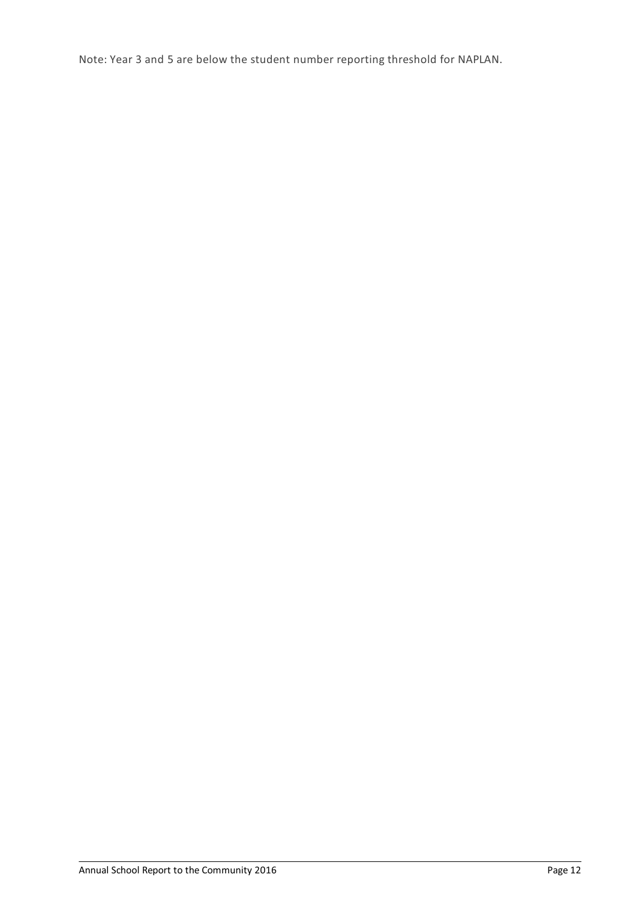Note: Year 3 and 5 are below the student number reporting threshold for NAPLAN.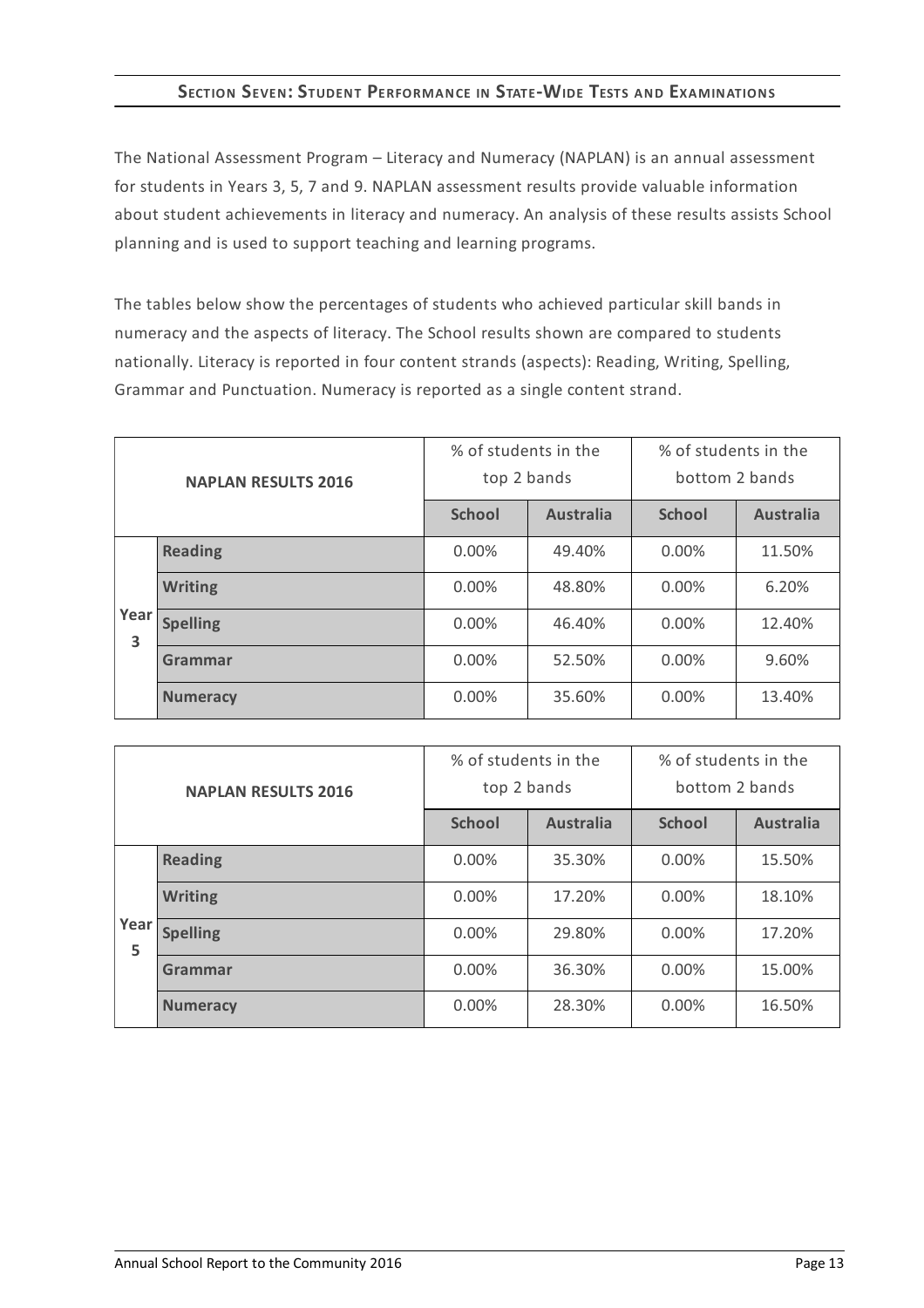## SECTION SEVEN: STUDENT PERFORMANCE IN STATE-WIDE TESTS AND EXAMINATIONS

The National Assessment Program – Literacy and Numeracy (NAPLAN) is an annual assessment for students in Years 3, 5, 7 and 9. NAPLAN assessment results provide valuable information about student achievements in literacy and numeracy. An analysis of these results assists School planning and is used to support teaching and learning programs.

The tables below show the percentages of students who achieved particular skill bands in numeracy and the aspects of literacy. The School results shown are compared to students nationally. Literacy is reported in four content strands (aspects): Reading, Writing, Spelling, Grammar and Punctuation. Numeracy is reported as a single content strand.

| NAPLAN RESULTS 2016 | | % of students in the top 2 bands | | % of students in the bottom 2 bands | |
|---|---|---|---|---|---|
| | | **School** | **Australia** | **School** | **Australia** |
| Year 3 | **Reading** | 0.00% | 49.40% | 0.00% | 11.50% |
| | **Writing** | 0.00% | 48.80% | 0.00% | 6.20% |
| | **Spelling** | 0.00% | 46.40% | 0.00% | 12.40% |
| | **Grammar** | 0.00% | 52.50% | 0.00% | 9.60% |
| | **Numeracy** | 0.00% | 35.60% | 0.00% | 13.40% |

| NAPLAN RESULTS 2016 | | % of students in the top 2 bands | | % of students in the bottom 2 bands | |
|---|---|---|---|---|---|
| | | **School** | **Australia** | **School** | **Australia** |
| Year 5 | **Reading** | 0.00% | 35.30% | 0.00% | 15.50% |
| | **Writing** | 0.00% | 17.20% | 0.00% | 18.10% |
| | **Spelling** | 0.00% | 29.80% | 0.00% | 17.20% |
| | **Grammar** | 0.00% | 36.30% | 0.00% | 15.00% |
| | **Numeracy** | 0.00% | 28.30% | 0.00% | 16.50% |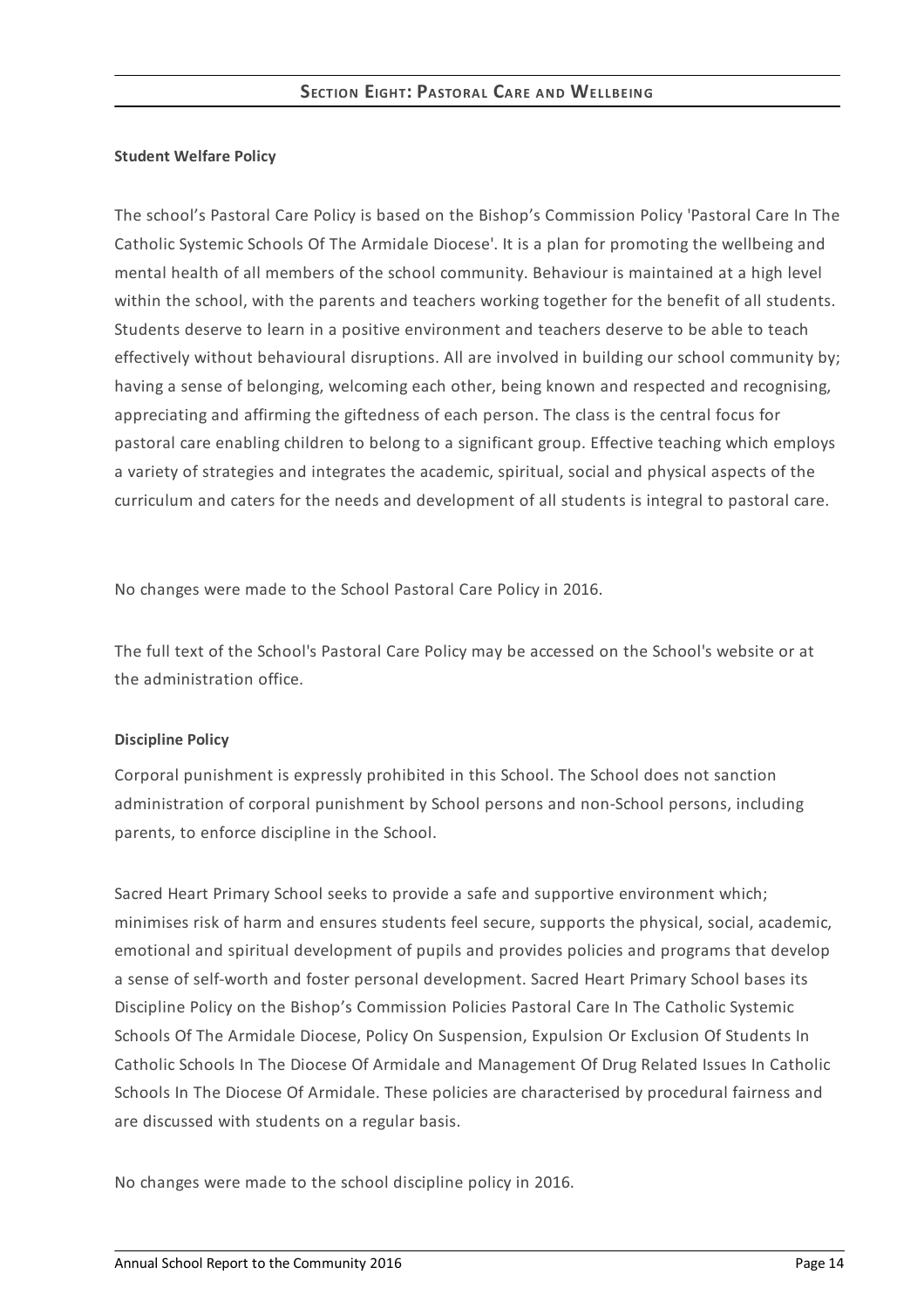## Section Eight: Pastoral Care and Wellbeing

**Student Welfare Policy**

The school's Pastoral Care Policy is based on the Bishop's Commission Policy 'Pastoral Care In The Catholic Systemic Schools Of The Armidale Diocese'. It is a plan for promoting the wellbeing and mental health of all members of the school community. Behaviour is maintained at a high level within the school, with the parents and teachers working together for the benefit of all students. Students deserve to learn in a positive environment and teachers deserve to be able to teach effectively without behavioural disruptions. All are involved in building our school community by; having a sense of belonging, welcoming each other, being known and respected and recognising, appreciating and affirming the giftedness of each person. The class is the central focus for pastoral care enabling children to belong to a significant group. Effective teaching which employs a variety of strategies and integrates the academic, spiritual, social and physical aspects of the curriculum and caters for the needs and development of all students is integral to pastoral care.

No changes were made to the School Pastoral Care Policy in 2016.

The full text of the School's Pastoral Care Policy may be accessed on the School's website or at the administration office.

**Discipline Policy**

Corporal punishment is expressly prohibited in this School. The School does not sanction administration of corporal punishment by School persons and non-School persons, including parents, to enforce discipline in the School.

Sacred Heart Primary School seeks to provide a safe and supportive environment which; minimises risk of harm and ensures students feel secure, supports the physical, social, academic, emotional and spiritual development of pupils and provides policies and programs that develop a sense of self-worth and foster personal development. Sacred Heart Primary School bases its Discipline Policy on the Bishop's Commission Policies Pastoral Care In The Catholic Systemic Schools Of The Armidale Diocese, Policy On Suspension, Expulsion Or Exclusion Of Students In Catholic Schools In The Diocese Of Armidale and Management Of Drug Related Issues In Catholic Schools In The Diocese Of Armidale. These policies are characterised by procedural fairness and are discussed with students on a regular basis.

No changes were made to the school discipline policy in 2016.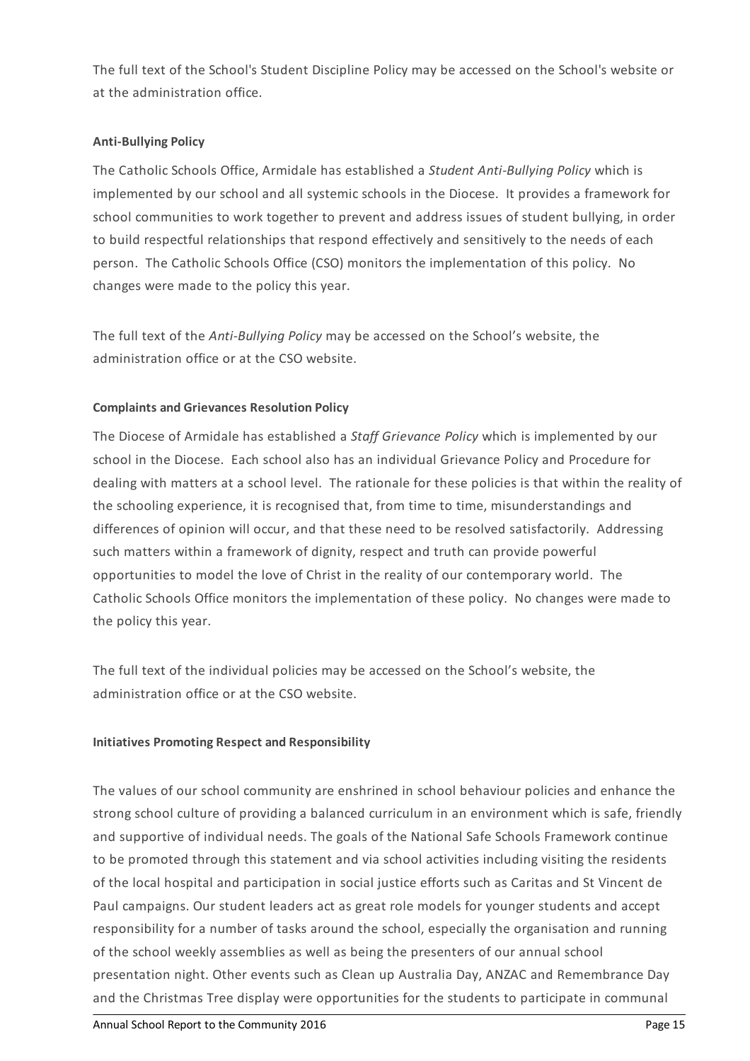The full text of the School's Student Discipline Policy may be accessed on the School's website or at the administration office.

**Anti-Bullying Policy**

The Catholic Schools Office, Armidale has established a *Student Anti-Bullying Policy* which is implemented by our school and all systemic schools in the Diocese. It provides a framework for school communities to work together to prevent and address issues of student bullying, in order to build respectful relationships that respond effectively and sensitively to the needs of each person. The Catholic Schools Office (CSO) monitors the implementation of this policy. No changes were made to the policy this year.

The full text of the *Anti-Bullying Policy* may be accessed on the School's website, the administration office or at the CSO website.

**Complaints and Grievances Resolution Policy**

The Diocese of Armidale has established a *Staff Grievance Policy* which is implemented by our school in the Diocese. Each school also has an individual Grievance Policy and Procedure for dealing with matters at a school level. The rationale for these policies is that within the reality of the schooling experience, it is recognised that, from time to time, misunderstandings and differences of opinion will occur, and that these need to be resolved satisfactorily. Addressing such matters within a framework of dignity, respect and truth can provide powerful opportunities to model the love of Christ in the reality of our contemporary world. The Catholic Schools Office monitors the implementation of these policy. No changes were made to the policy this year.

The full text of the individual policies may be accessed on the School's website, the administration office or at the CSO website.

**Initiatives Promoting Respect and Responsibility**

The values of our school community are enshrined in school behaviour policies and enhance the strong school culture of providing a balanced curriculum in an environment which is safe, friendly and supportive of individual needs. The goals of the National Safe Schools Framework continue to be promoted through this statement and via school activities including visiting the residents of the local hospital and participation in social justice efforts such as Caritas and St Vincent de Paul campaigns. Our student leaders act as great role models for younger students and accept responsibility for a number of tasks around the school, especially the organisation and running of the school weekly assemblies as well as being the presenters of our annual school presentation night. Other events such as Clean up Australia Day, ANZAC and Remembrance Day and the Christmas Tree display were opportunities for the students to participate in communal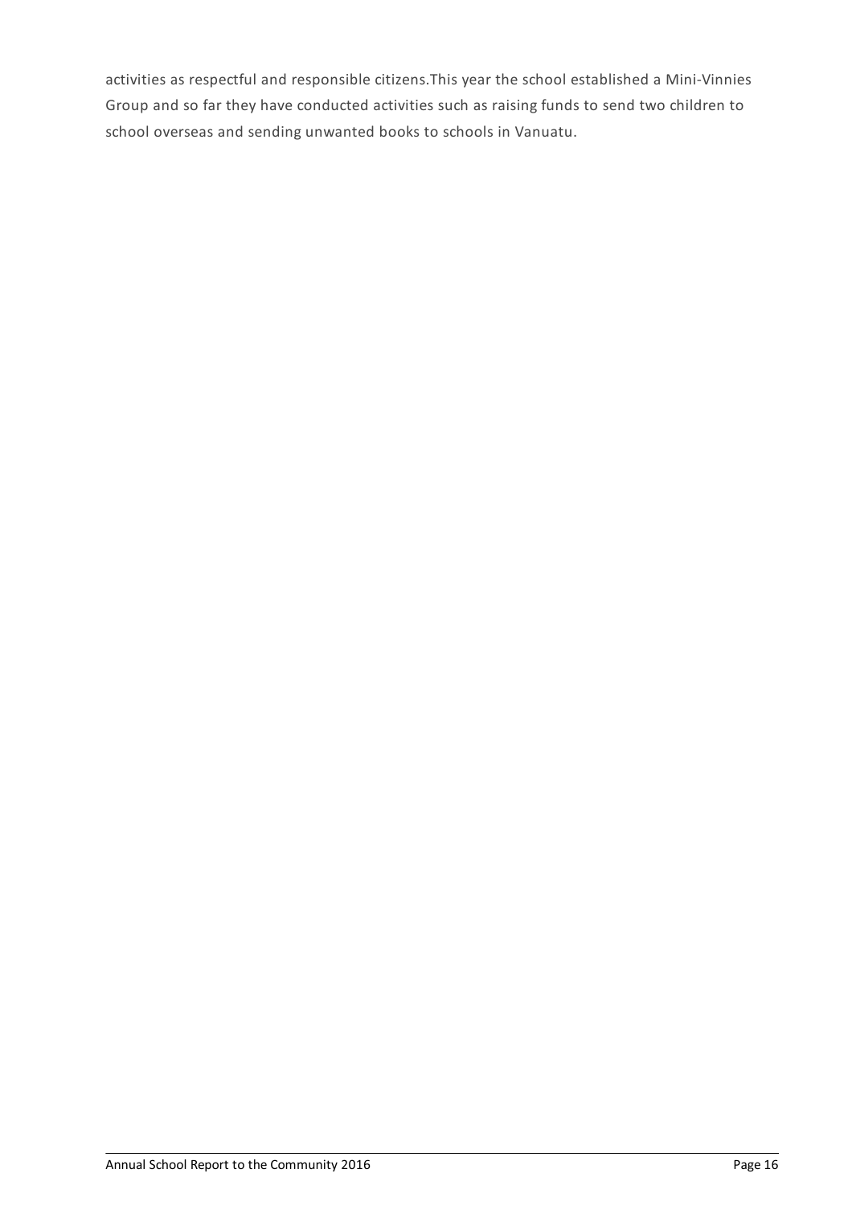activities as respectful and responsible citizens.This year the school established a Mini-Vinnies Group and so far they have conducted activities such as raising funds to send two children to school overseas and sending unwanted books to schools in Vanuatu.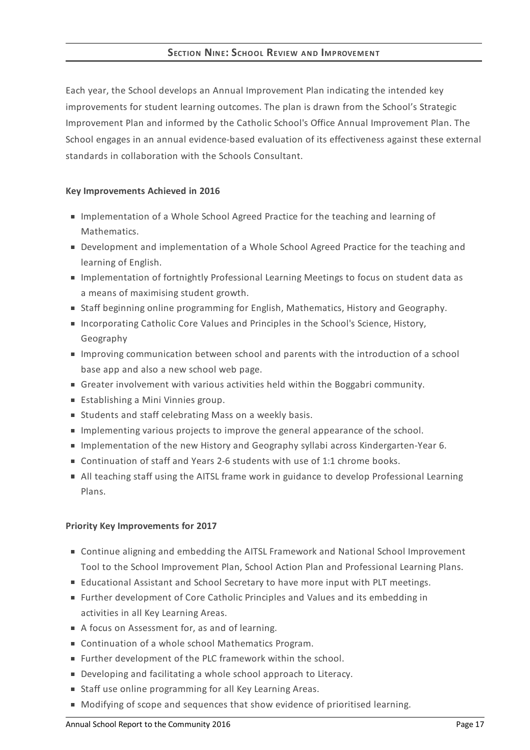## Section Nine: School Review and Improvement

Each year, the School develops an Annual Improvement Plan indicating the intended key improvements for student learning outcomes. The plan is drawn from the School's Strategic Improvement Plan and informed by the Catholic School's Office Annual Improvement Plan. The School engages in an annual evidence-based evaluation of its effectiveness against these external standards in collaboration with the Schools Consultant.

**Key Improvements Achieved in 2016**

- Implementation of a Whole School Agreed Practice for the teaching and learning of Mathematics.
- Development and implementation of a Whole School Agreed Practice for the teaching and learning of English.
- Implementation of fortnightly Professional Learning Meetings to focus on student data as a means of maximising student growth.
- Staff beginning online programming for English, Mathematics, History and Geography.
- Incorporating Catholic Core Values and Principles in the School's Science, History, Geography
- Improving communication between school and parents with the introduction of a school base app and also a new school web page.
- Greater involvement with various activities held within the Boggabri community.
- Establishing a Mini Vinnies group.
- Students and staff celebrating Mass on a weekly basis.
- Implementing various projects to improve the general appearance of the school.
- Implementation of the new History and Geography syllabi across Kindergarten-Year 6.
- Continuation of staff and Years 2-6 students with use of 1:1 chrome books.
- All teaching staff using the AITSL frame work in guidance to develop Professional Learning Plans.

**Priority Key Improvements for 2017**

- Continue aligning and embedding the AITSL Framework and National School Improvement Tool to the School Improvement Plan, School Action Plan and Professional Learning Plans.
- Educational Assistant and School Secretary to have more input with PLT meetings.
- Further development of Core Catholic Principles and Values and its embedding in activities in all Key Learning Areas.
- A focus on Assessment for, as and of learning.
- Continuation of a whole school Mathematics Program.
- Further development of the PLC framework within the school.
- Developing and facilitating a whole school approach to Literacy.
- Staff use online programming for all Key Learning Areas.
- Modifying of scope and sequences that show evidence of prioritised learning.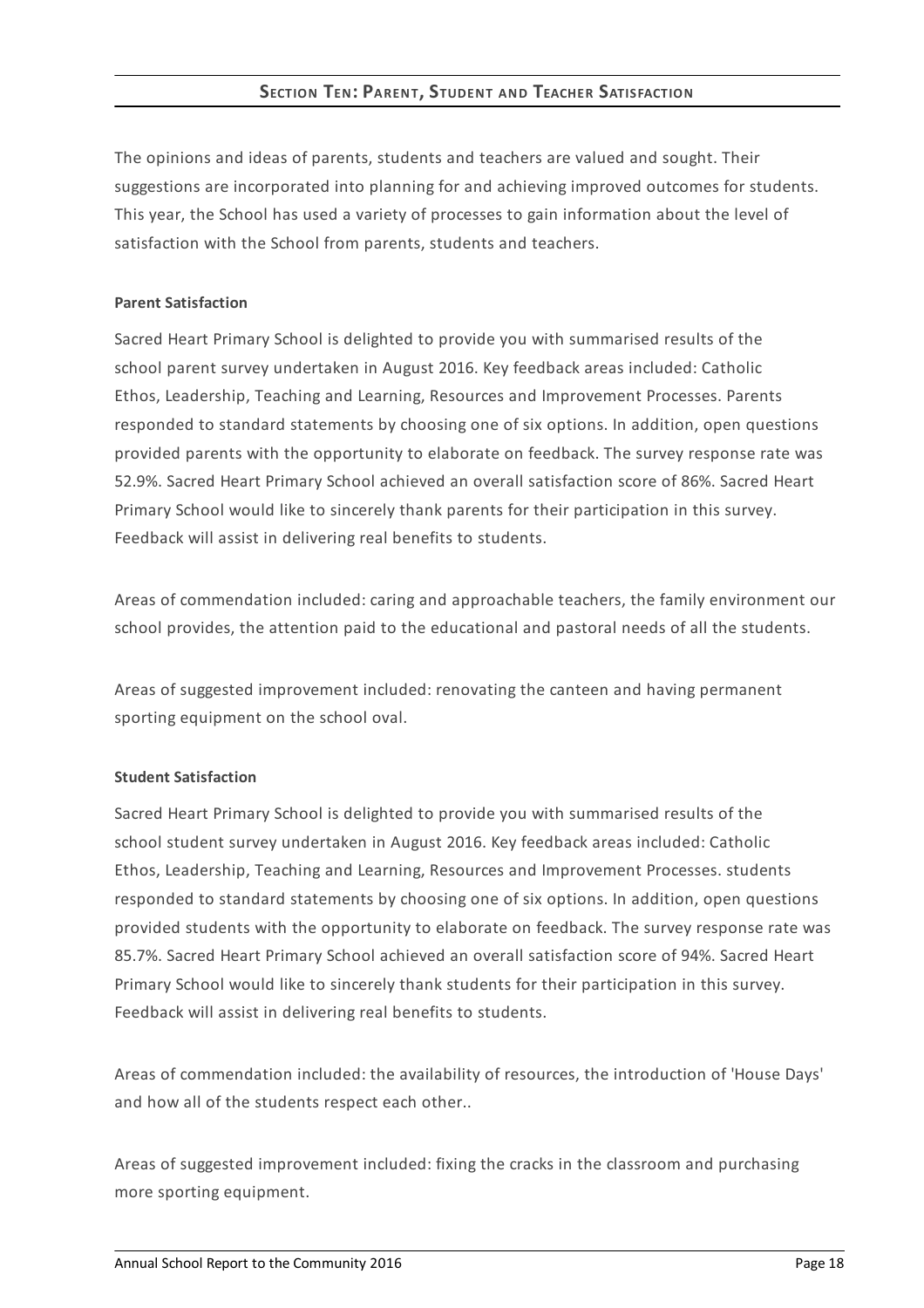## Section Ten: Parent, Student and Teacher Satisfaction

The opinions and ideas of parents, students and teachers are valued and sought. Their suggestions are incorporated into planning for and achieving improved outcomes for students. This year, the School has used a variety of processes to gain information about the level of satisfaction with the School from parents, students and teachers.

**Parent Satisfaction**

Sacred Heart Primary School is delighted to provide you with summarised results of the school parent survey undertaken in August 2016. Key feedback areas included: Catholic Ethos, Leadership, Teaching and Learning, Resources and Improvement Processes. Parents responded to standard statements by choosing one of six options. In addition, open questions provided parents with the opportunity to elaborate on feedback. The survey response rate was 52.9%. Sacred Heart Primary School achieved an overall satisfaction score of 86%. Sacred Heart Primary School would like to sincerely thank parents for their participation in this survey. Feedback will assist in delivering real benefits to students.

Areas of commendation included: caring and approachable teachers, the family environment our school provides, the attention paid to the educational and pastoral needs of all the students.

Areas of suggested improvement included: renovating the canteen and having permanent sporting equipment on the school oval.

**Student Satisfaction**

Sacred Heart Primary School is delighted to provide you with summarised results of the school student survey undertaken in August 2016. Key feedback areas included: Catholic Ethos, Leadership, Teaching and Learning, Resources and Improvement Processes. students responded to standard statements by choosing one of six options. In addition, open questions provided students with the opportunity to elaborate on feedback. The survey response rate was 85.7%. Sacred Heart Primary School achieved an overall satisfaction score of 94%. Sacred Heart Primary School would like to sincerely thank students for their participation in this survey. Feedback will assist in delivering real benefits to students.

Areas of commendation included: the availability of resources, the introduction of 'House Days' and how all of the students respect each other..

Areas of suggested improvement included: fixing the cracks in the classroom and purchasing more sporting equipment.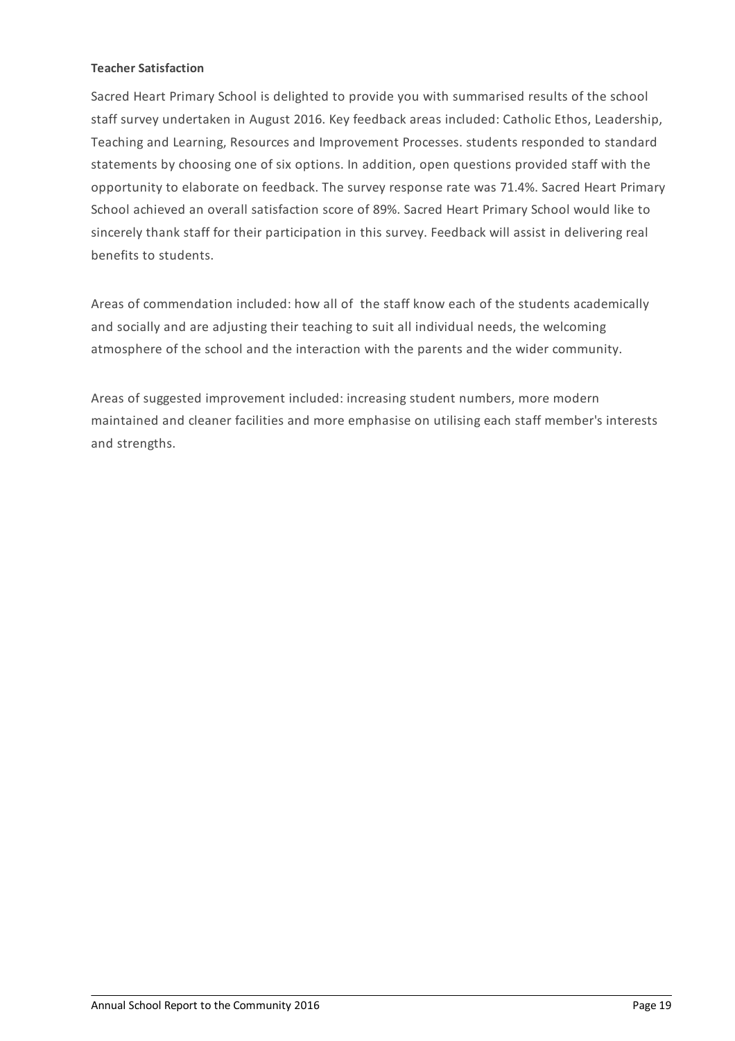**Teacher Satisfaction**

Sacred Heart Primary School is delighted to provide you with summarised results of the school staff survey undertaken in August 2016. Key feedback areas included: Catholic Ethos, Leadership, Teaching and Learning, Resources and Improvement Processes. students responded to standard statements by choosing one of six options. In addition, open questions provided staff with the opportunity to elaborate on feedback. The survey response rate was 71.4%. Sacred Heart Primary School achieved an overall satisfaction score of 89%. Sacred Heart Primary School would like to sincerely thank staff for their participation in this survey. Feedback will assist in delivering real benefits to students.

Areas of commendation included: how all of the staff know each of the students academically and socially and are adjusting their teaching to suit all individual needs, the welcoming atmosphere of the school and the interaction with the parents and the wider community.

Areas of suggested improvement included: increasing student numbers, more modern maintained and cleaner facilities and more emphasise on utilising each staff member's interests and strengths.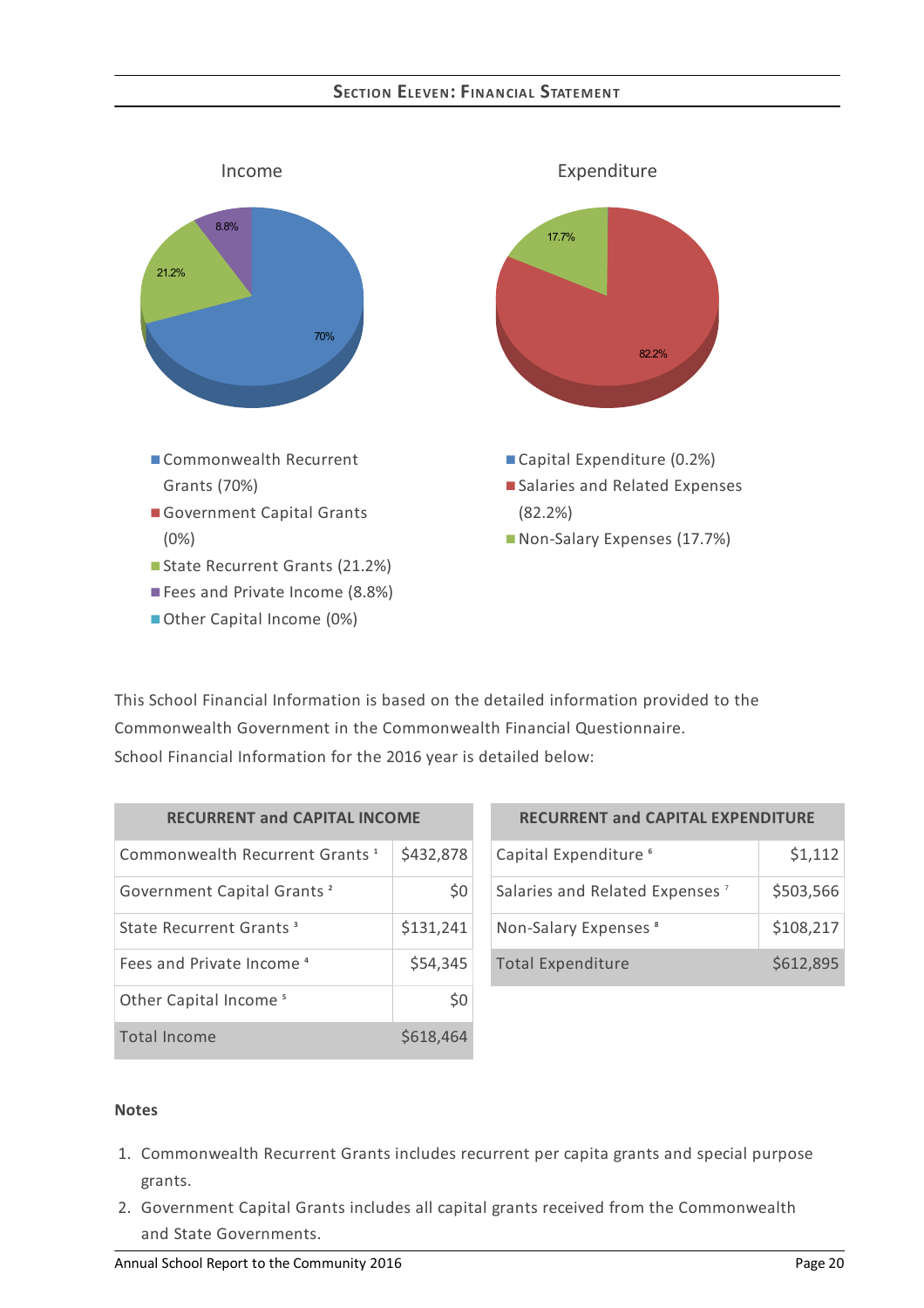## Section Eleven: Financial Statement

Income

- Commonwealth Recurrent Grants (70%)
- Government Capital Grants (0%)
- State Recurrent Grants (21.2%)
- Fees and Private Income (8.8%)
- Other Capital Income (0%)

Expenditure

- Capital Expenditure (0.2%)
- Salaries and Related Expenses (82.2%)
- Non-Salary Expenses (17.7%)

This School Financial Information is based on the detailed information provided to the Commonwealth Government in the Commonwealth Financial Questionnaire.
School Financial Information for the 2016 year is detailed below:

| RECURRENT and CAPITAL INCOME | |
|---|---|
| Commonwealth Recurrent Grants [1] | $432,878 |
| Government Capital Grants [2] | $0 |
| State Recurrent Grants [3] | $131,241 |
| Fees and Private Income [4] | $54,345 |
| Other Capital Income [5] | $0 |
| Total Income | $618,464 |

| RECURRENT and CAPITAL EXPENDITURE | |
|---|---|
| Capital Expenditure [6] | $1,112 |
| Salaries and Related Expenses [7] | $503,566 |
| Non-Salary Expenses [8] | $108,217 |
| Total Expenditure | $612,895 |

**Notes**

1. Commonwealth Recurrent Grants includes recurrent per capita grants and special purpose grants.
2. Government Capital Grants includes all capital grants received from the Commonwealth and State Governments.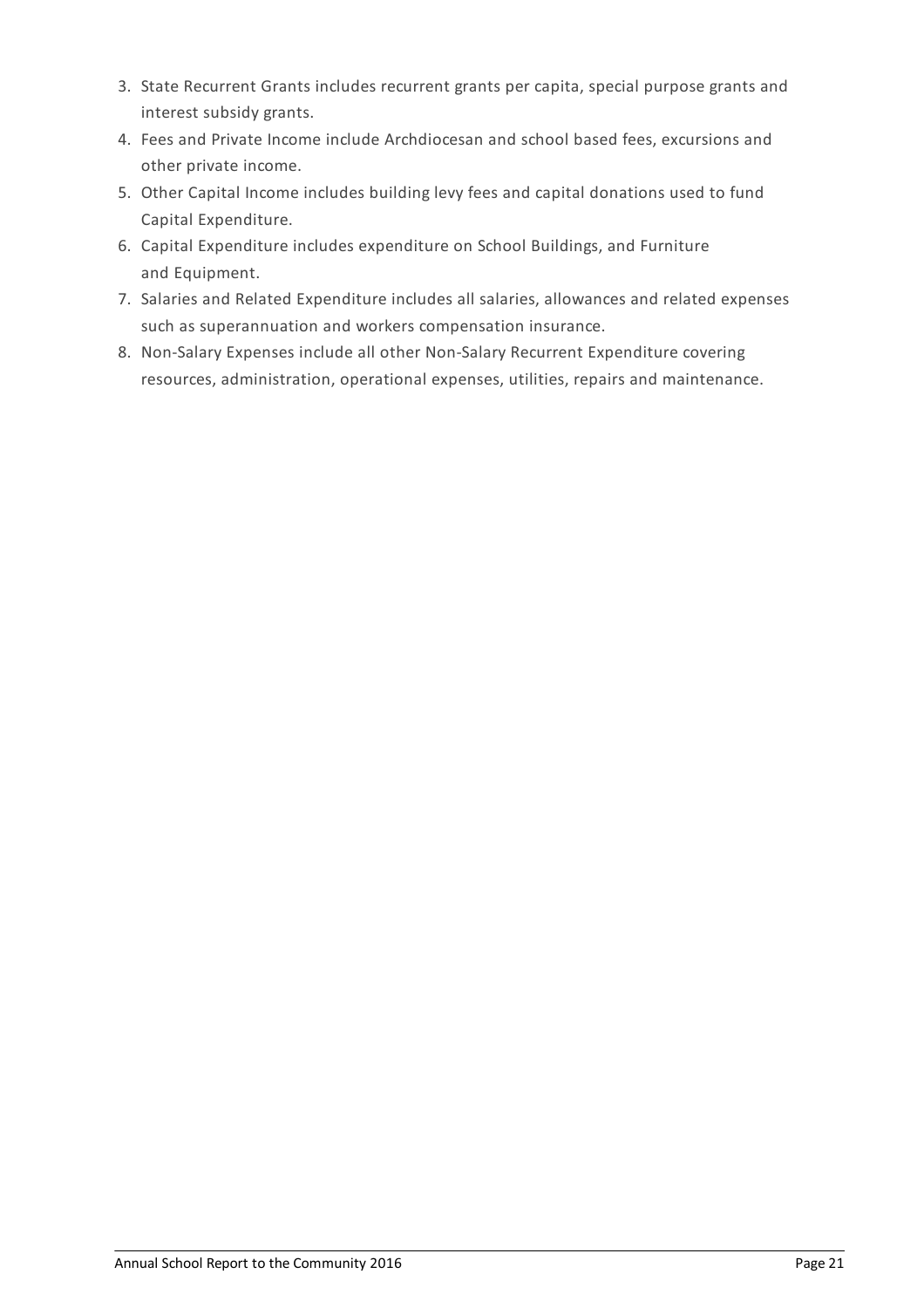3. State Recurrent Grants includes recurrent grants per capita, special purpose grants and interest subsidy grants.
4. Fees and Private Income include Archdiocesan and school based fees, excursions and other private income.
5. Other Capital Income includes building levy fees and capital donations used to fund Capital Expenditure.
6. Capital Expenditure includes expenditure on School Buildings, and Furniture and Equipment.
7. Salaries and Related Expenditure includes all salaries, allowances and related expenses such as superannuation and workers compensation insurance.
8. Non-Salary Expenses include all other Non-Salary Recurrent Expenditure covering resources, administration, operational expenses, utilities, repairs and maintenance.